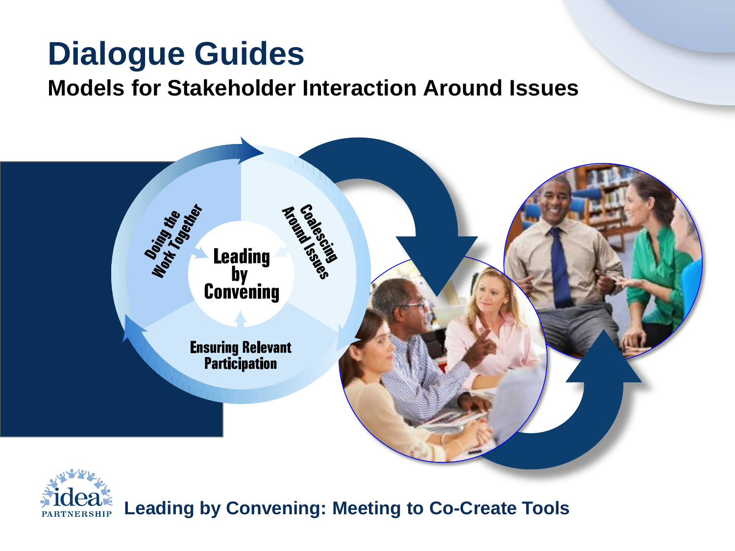# Dialogue Guides

## Models for Stakeholder Interaction Around Issues

Doing the Work Together

Coalescing Around Issues

Leading by Convening

Ensuring Relevant Participation

idea PARTNERSHIP

**Leading by Convening: Meeting to Co-Create Tools**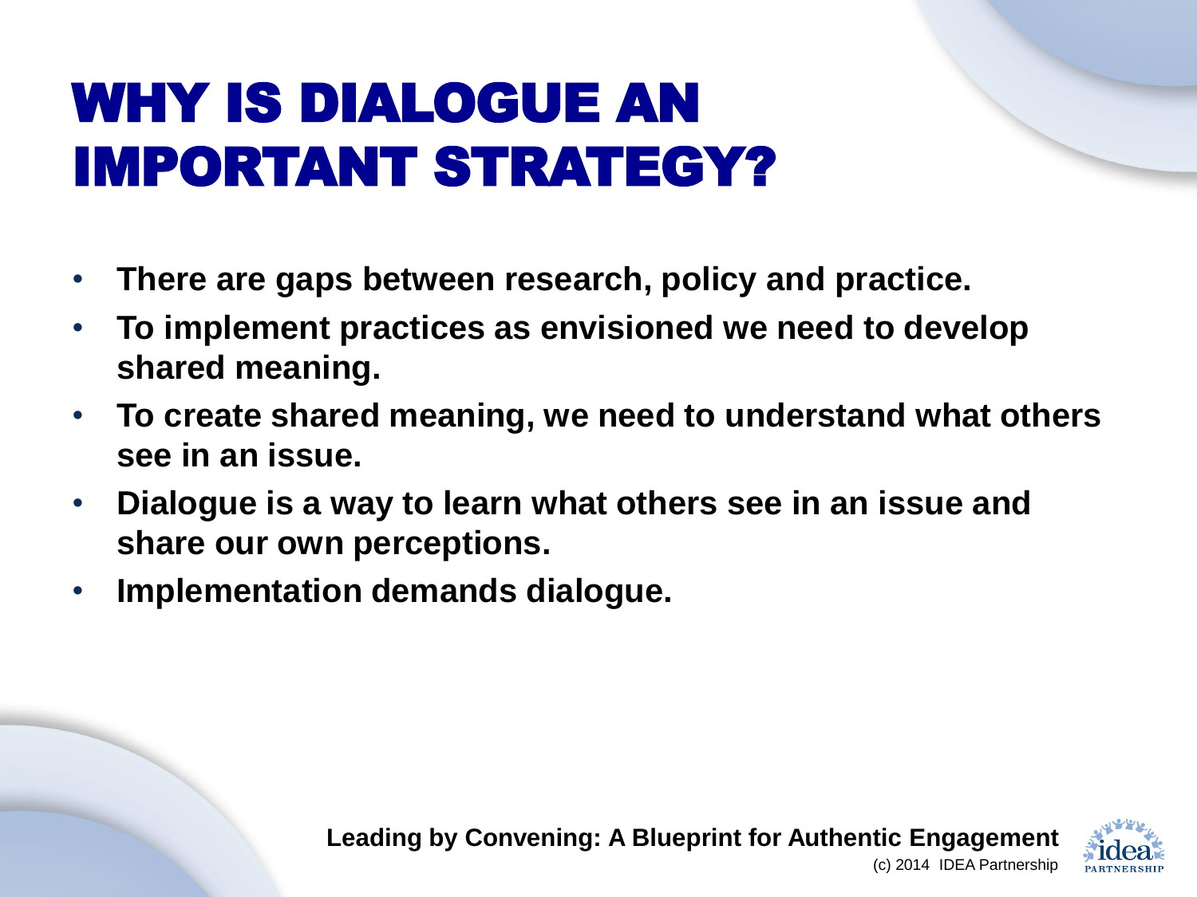# WHY IS DIALOGUE AN IMPORTANT STRATEGY?

- **There are gaps between research, policy and practice.**
- **To implement practices as envisioned we need to develop shared meaning.**
- **To create shared meaning, we need to understand what others see in an issue.**
- **Dialogue is a way to learn what others see in an issue and share our own perceptions.**
- **Implementation demands dialogue.**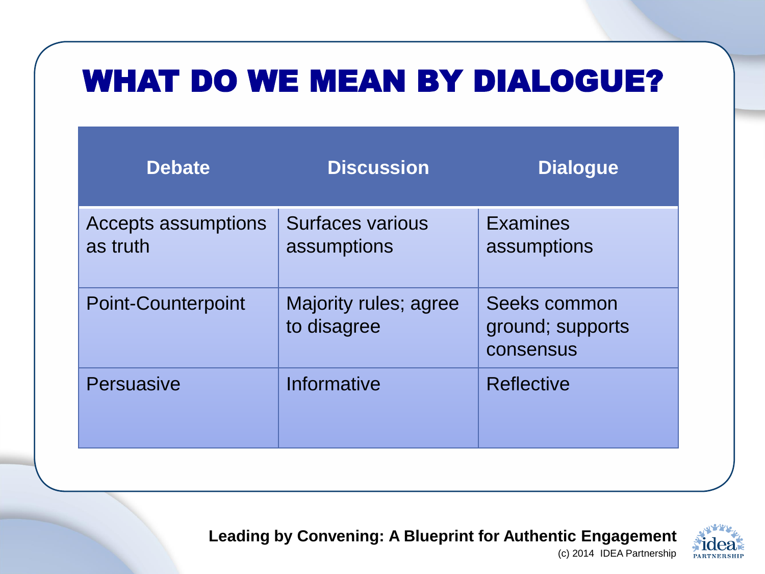# WHAT DO WE MEAN BY DIALOGUE?

| Debate | Discussion | Dialogue |
|---|---|---|
| Accepts assumptions as truth | Surfaces various assumptions | Examines assumptions |
| Point-Counterpoint | Majority rules; agree to disagree | Seeks common ground; supports consensus |
| Persuasive | Informative | Reflective |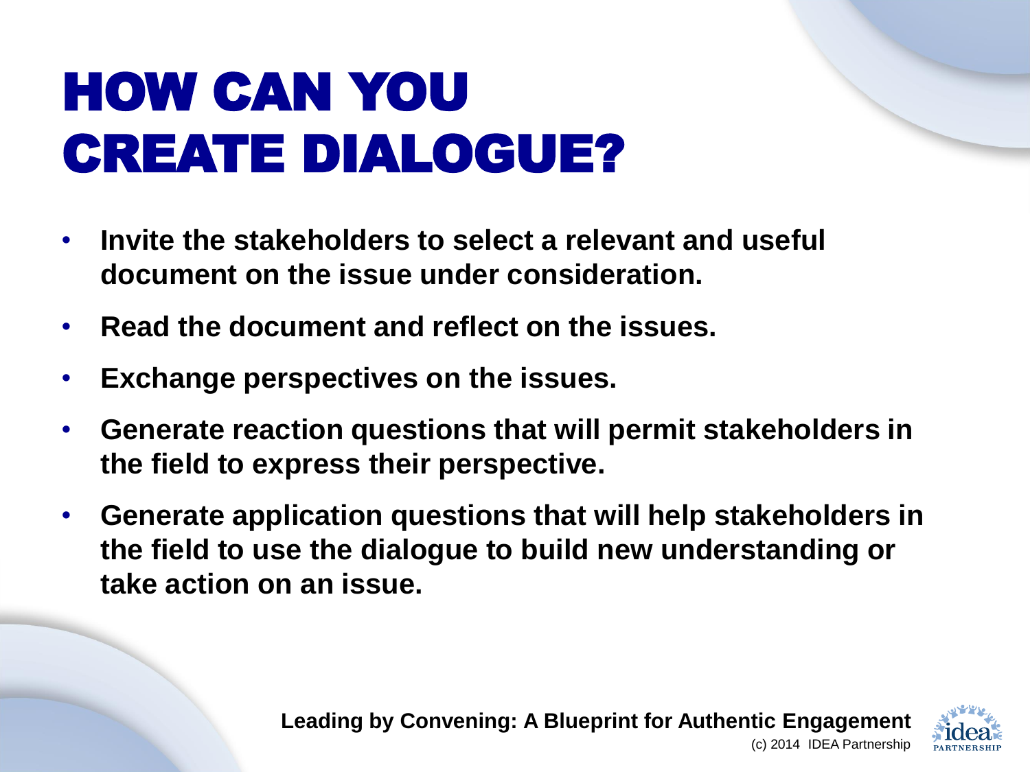# HOW CAN YOU CREATE DIALOGUE?

- **Invite the stakeholders to select a relevant and useful document on the issue under consideration.**
- **Read the document and reflect on the issues.**
- **Exchange perspectives on the issues.**
- **Generate reaction questions that will permit stakeholders in the field to express their perspective.**
- **Generate application questions that will help stakeholders in the field to use the dialogue to build new understanding or take action on an issue.**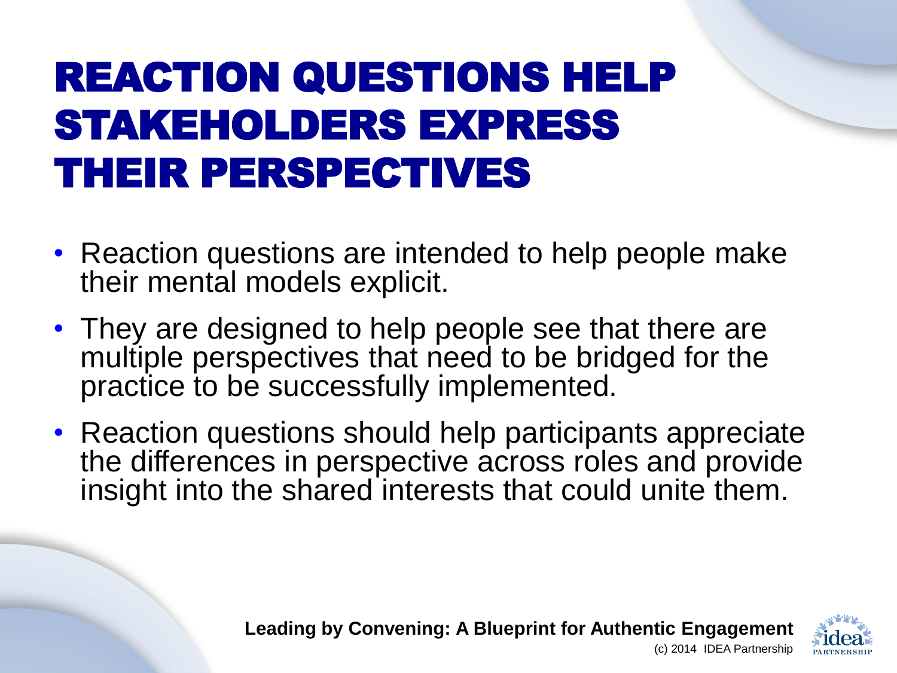# REACTION QUESTIONS HELP STAKEHOLDERS EXPRESS THEIR PERSPECTIVES

- Reaction questions are intended to help people make their mental models explicit.
- They are designed to help people see that there are multiple perspectives that need to be bridged for the practice to be successfully implemented.
- Reaction questions should help participants appreciate the differences in perspective across roles and provide insight into the shared interests that could unite them.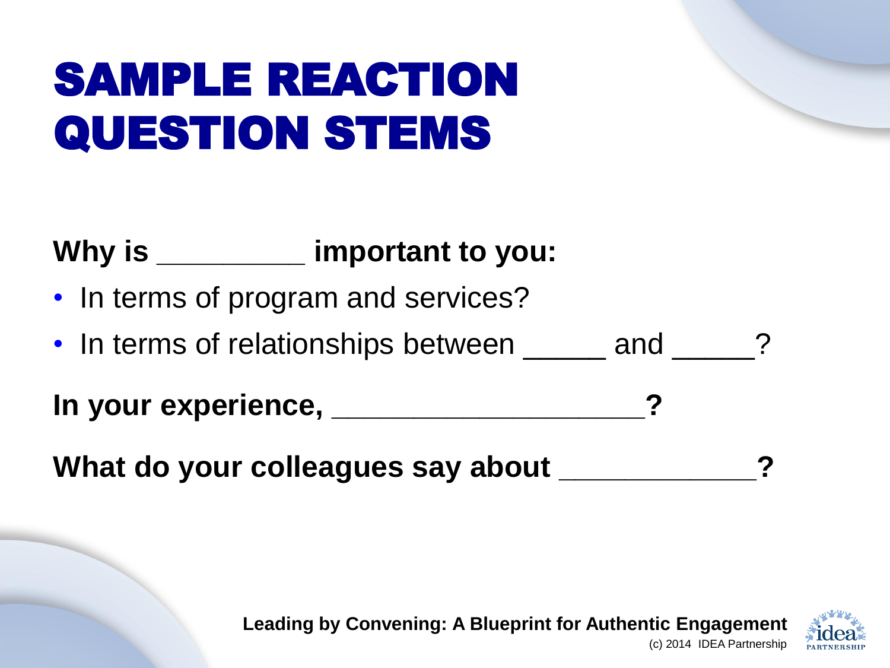# SAMPLE REACTION QUESTION STEMS

**Why is _________ important to you:**

- In terms of program and services?
- In terms of relationships between _____ and _____?

**In your experience, ____________________?**

**What do your colleagues say about _____________?**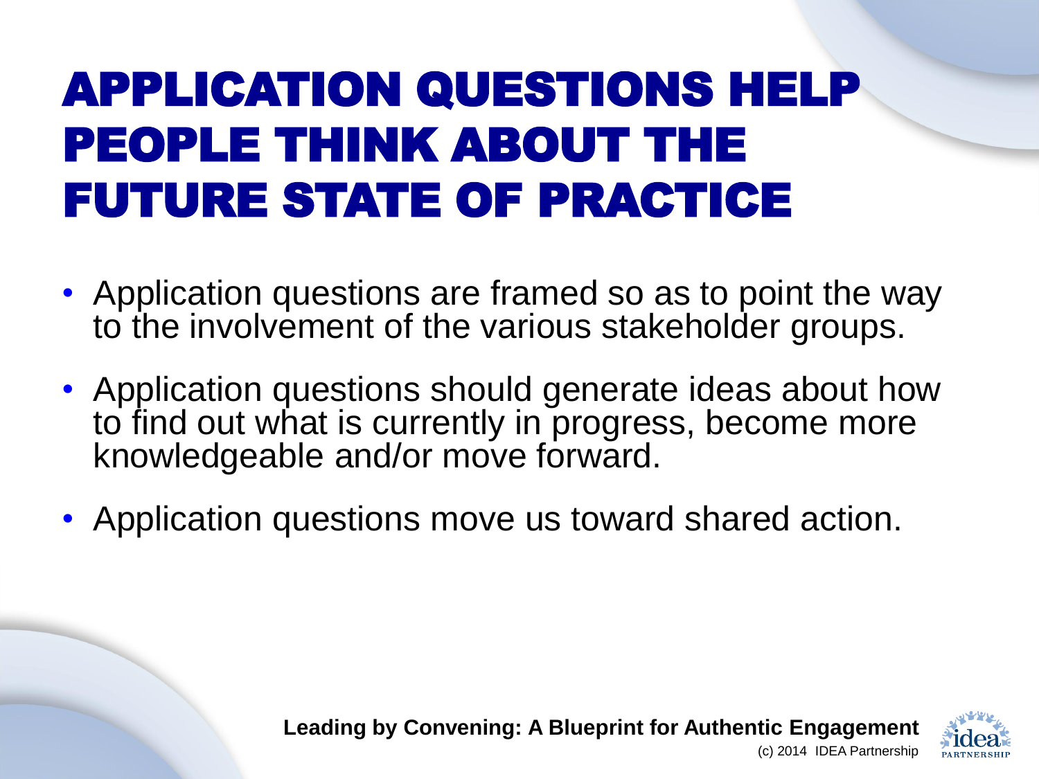# APPLICATION QUESTIONS HELP PEOPLE THINK ABOUT THE FUTURE STATE OF PRACTICE

- Application questions are framed so as to point the way to the involvement of the various stakeholder groups.
- Application questions should generate ideas about how to find out what is currently in progress, become more knowledgeable and/or move forward.
- Application questions move us toward shared action.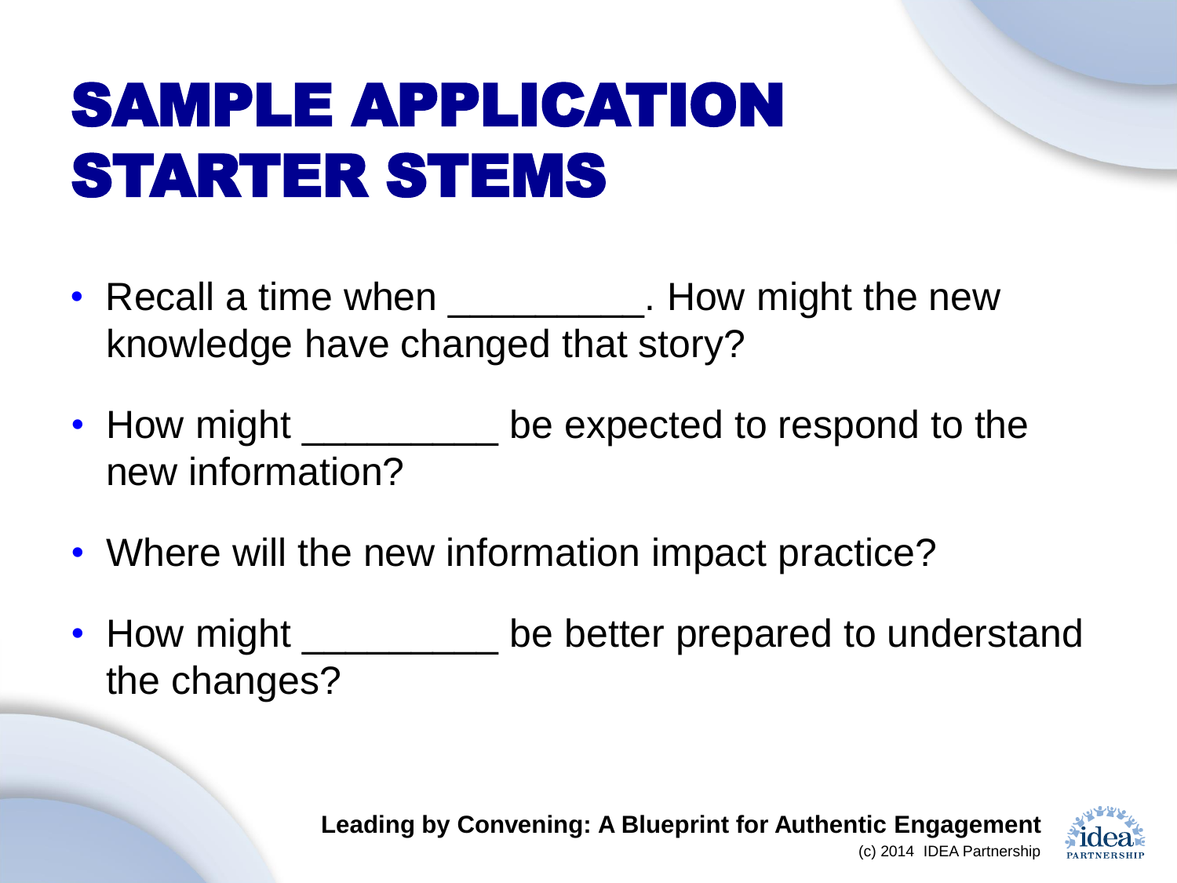# SAMPLE APPLICATION STARTER STEMS

- Recall a time when _________. How might the new knowledge have changed that story?
- How might _________ be expected to respond to the new information?
- Where will the new information impact practice?
- How might _________ be better prepared to understand the changes?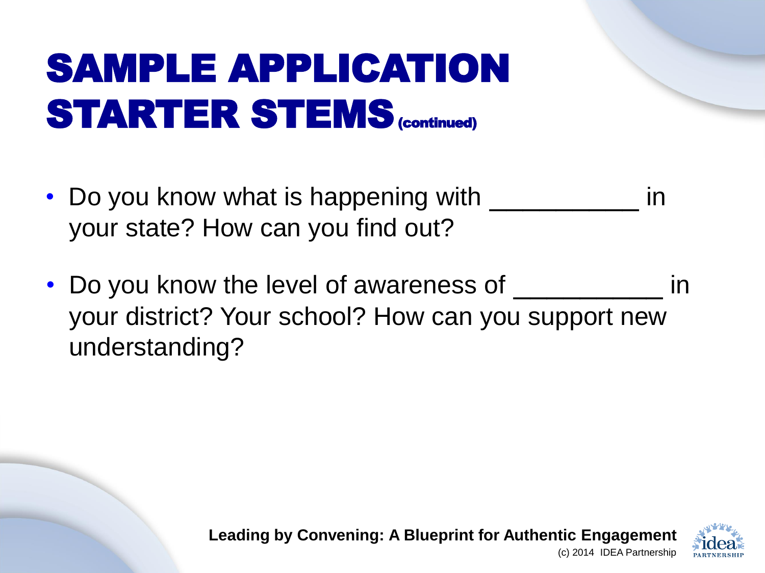# SAMPLE APPLICATION STARTER STEMS (continued)

- Do you know what is happening with ___________ in your state? How can you find out?
- Do you know the level of awareness of ___________ in your district? Your school? How can you support new understanding?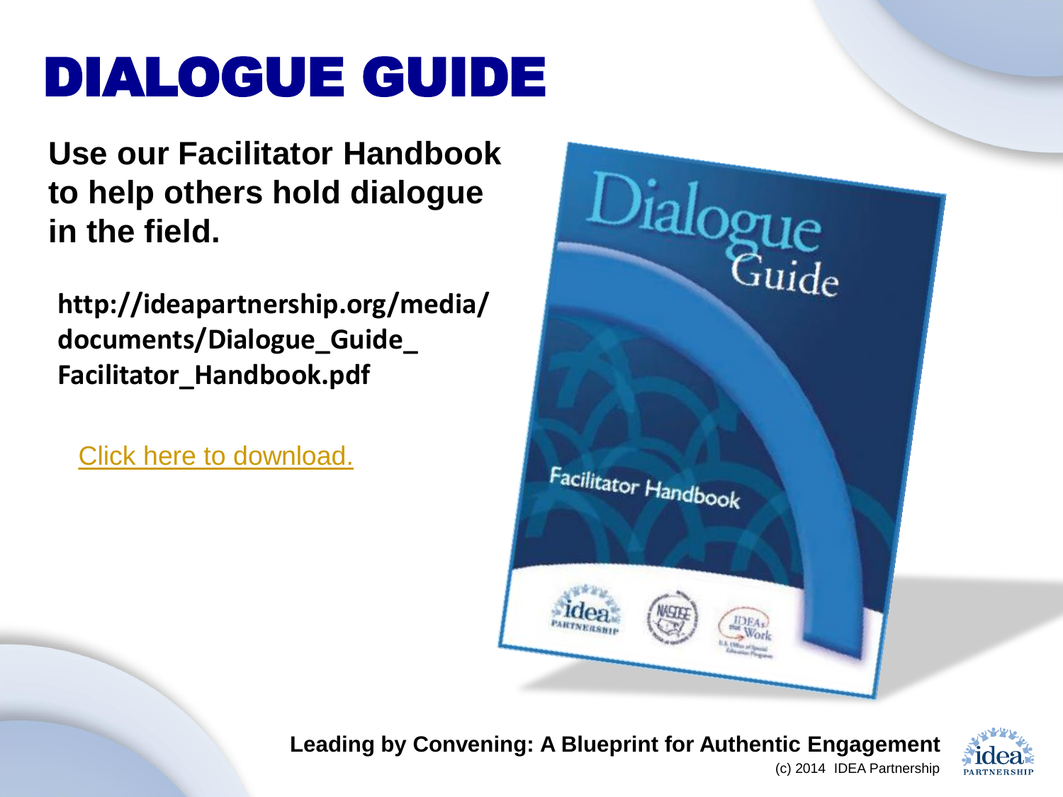# DIALOGUE GUIDE

**Use our Facilitator Handbook to help others hold dialogue in the field.**

**http://ideapartnership.org/media/documents/Dialogue_Guide_Facilitator_Handbook.pdf**

Click here to download.

Dialogue Guide

Facilitator Handbook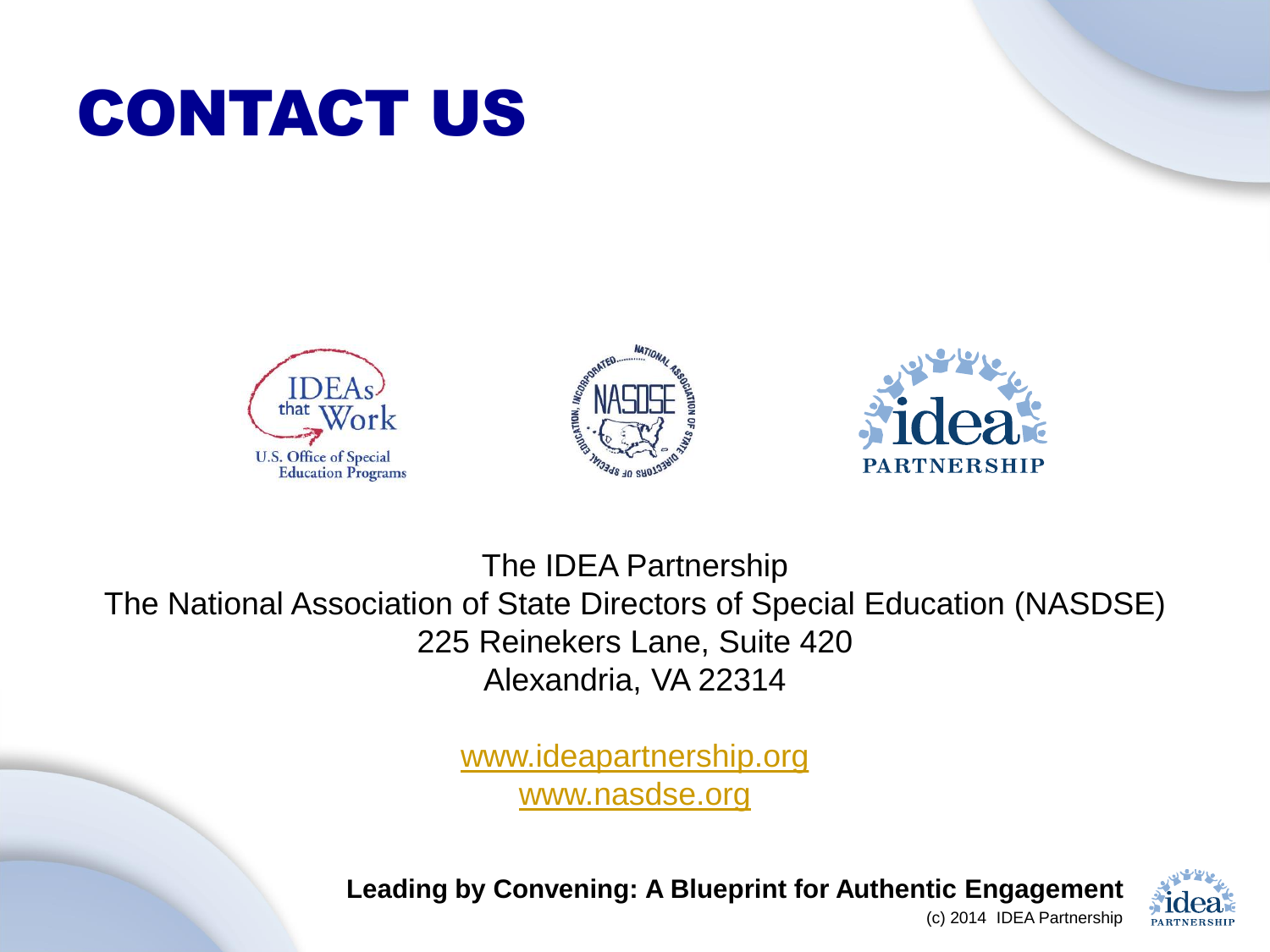# CONTACT US

The IDEA Partnership
The National Association of State Directors of Special Education (NASDSE)
225 Reinekers Lane, Suite 420
Alexandria, VA 22314

www.ideapartnership.org
www.nasdse.org